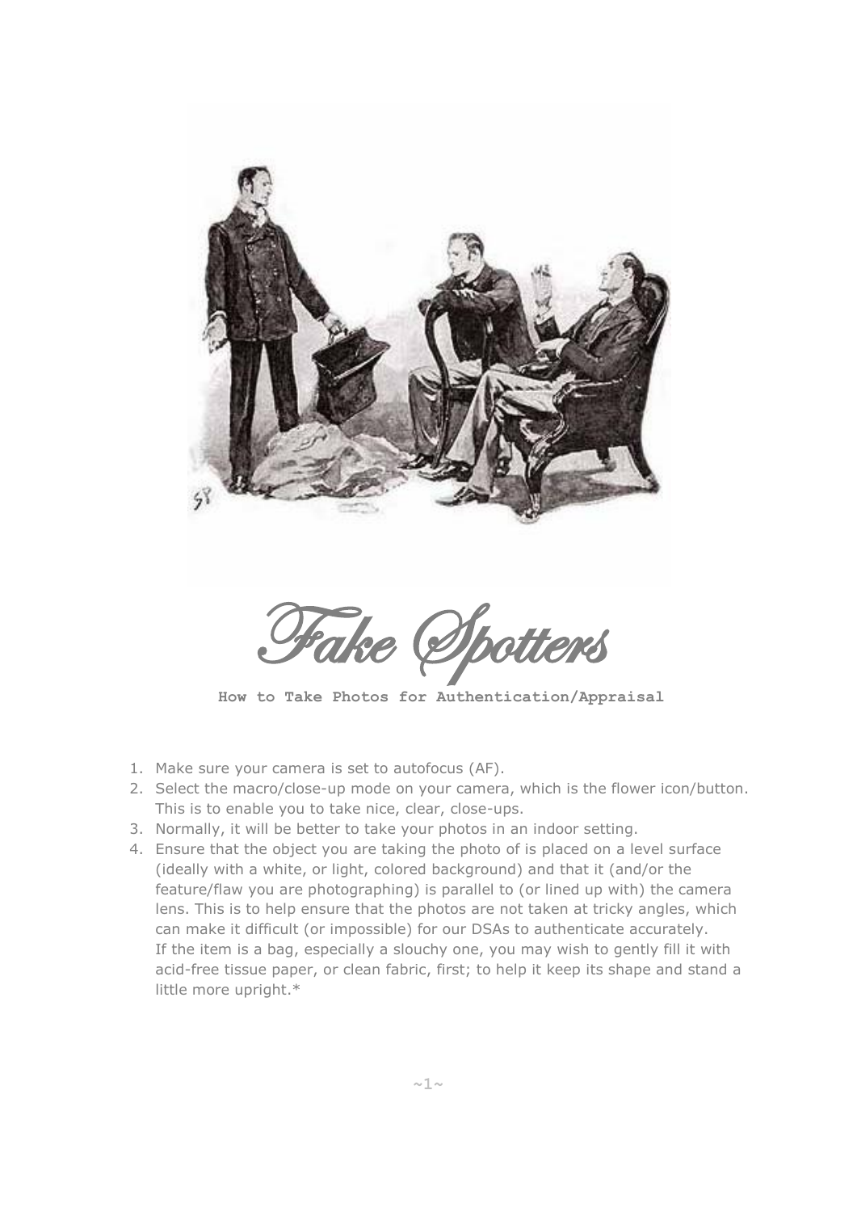# Fake Spotters

**How to Take Photos for Authentication/Appraisal**

1. Make sure your camera is set to autofocus (AF).
2. Select the macro/close-up mode on your camera, which is the flower icon/button. This is to enable you to take nice, clear, close-ups.
3. Normally, it will be better to take your photos in an indoor setting.
4. Ensure that the object you are taking the photo of is placed on a level surface (ideally with a white, or light, colored background) and that it (and/or the feature/flaw you are photographing) is parallel to (or lined up with) the camera lens. This is to help ensure that the photos are not taken at tricky angles, which can make it difficult (or impossible) for our DSAs to authenticate accurately. If the item is a bag, especially a slouchy one, you may wish to gently fill it with acid-free tissue paper, or clean fabric, first; to help it keep its shape and stand a little more upright.*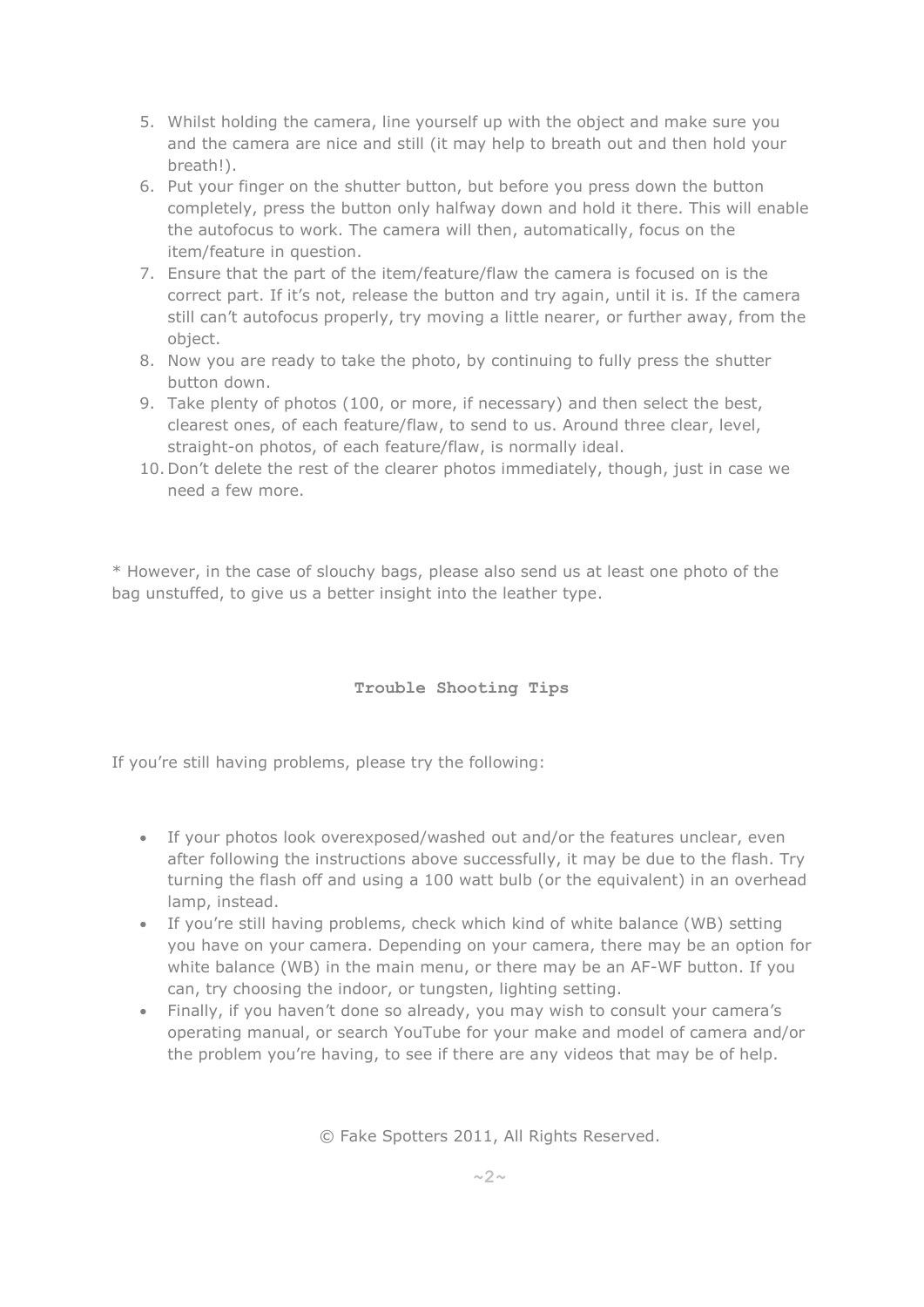5. Whilst holding the camera, line yourself up with the object and make sure you and the camera are nice and still (it may help to breath out and then hold your breath!).
6. Put your finger on the shutter button, but before you press down the button completely, press the button only halfway down and hold it there. This will enable the autofocus to work. The camera will then, automatically, focus on the item/feature in question.
7. Ensure that the part of the item/feature/flaw the camera is focused on is the correct part. If it's not, release the button and try again, until it is. If the camera still can't autofocus properly, try moving a little nearer, or further away, from the object.
8. Now you are ready to take the photo, by continuing to fully press the shutter button down.
9. Take plenty of photos (100, or more, if necessary) and then select the best, clearest ones, of each feature/flaw, to send to us. Around three clear, level, straight-on photos, of each feature/flaw, is normally ideal.
10. Don't delete the rest of the clearer photos immediately, though, just in case we need a few more.

* However, in the case of slouchy bags, please also send us at least one photo of the bag unstuffed, to give us a better insight into the leather type.

## Trouble Shooting Tips

If you're still having problems, please try the following:

- If your photos look overexposed/washed out and/or the features unclear, even after following the instructions above successfully, it may be due to the flash. Try turning the flash off and using a 100 watt bulb (or the equivalent) in an overhead lamp, instead.
- If you're still having problems, check which kind of white balance (WB) setting you have on your camera. Depending on your camera, there may be an option for white balance (WB) in the main menu, or there may be an AF-WF button. If you can, try choosing the indoor, or tungsten, lighting setting.
- Finally, if you haven't done so already, you may wish to consult your camera's operating manual, or search YouTube for your make and model of camera and/or the problem you're having, to see if there are any videos that may be of help.

© Fake Spotters 2011, All Rights Reserved.